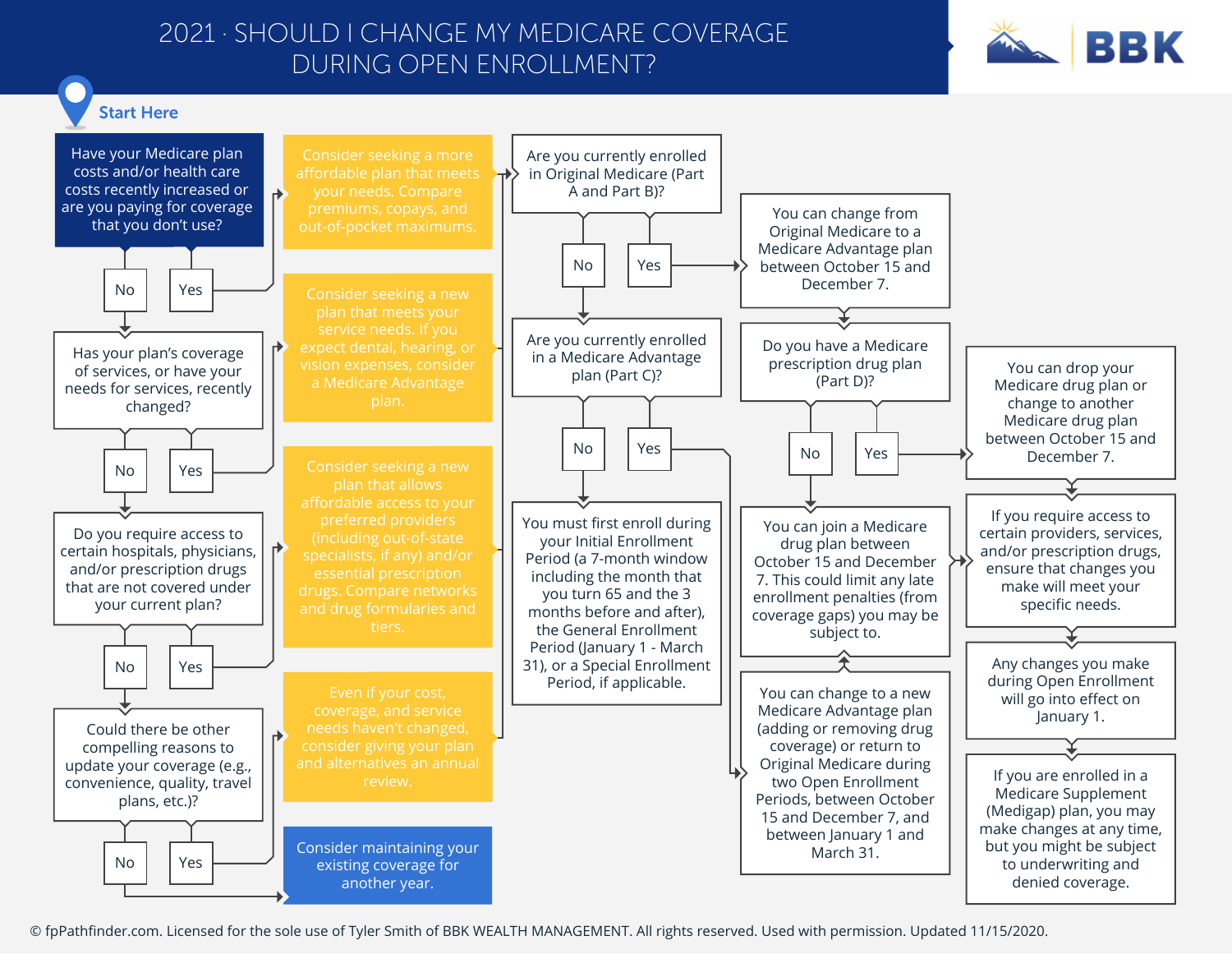# 2021 · SHOULD I CHANGE MY MEDICARE COVERAGE DURING OPEN ENROLLMENT?

BBK

**Start Here**

**Have your Medicare plan costs and/or health care costs recently increased or are you paying for coverage that you don't use?**

- **Yes** → Consider seeking a more affordable plan that meets your needs. Compare premiums, copays, and out-of-pocket maximums.
- **No** → Has your plan's coverage of services, or have your needs for services, recently changed?

**Has your plan's coverage of services, or have your needs for services, recently changed?**

- **Yes** → Consider seeking a new plan that meets your service needs. If you expect dental, hearing, or vision expenses, consider a Medicare Advantage plan.
- **No** → Do you require access to certain hospitals, physicians, and/or prescription drugs that are not covered under your current plan?

**Do you require access to certain hospitals, physicians, and/or prescription drugs that are not covered under your current plan?**

- **Yes** → Consider seeking a new plan that allows affordable access to your preferred providers (including out-of-state specialists, if any) and/or essential prescription drugs. Compare networks and drug formularies and tiers.
- **No** → Could there be other compelling reasons to update your coverage (e.g., convenience, quality, travel plans, etc.)?

**Could there be other compelling reasons to update your coverage (e.g., convenience, quality, travel plans, etc.)?**

- **Yes** → Even if your cost, coverage, and service needs haven't changed, consider giving your plan and alternatives an annual review.
- **No** → Consider maintaining your existing coverage for another year.

---

**Are you currently enrolled in Original Medicare (Part A and Part B)?**

- **Yes** → You can change from Original Medicare to a Medicare Advantage plan between October 15 and December 7. → Do you have a Medicare prescription drug plan (Part D)?
- **No** → Are you currently enrolled in a Medicare Advantage plan (Part C)?

**Are you currently enrolled in a Medicare Advantage plan (Part C)?**

- **Yes** → You can change to a new Medicare Advantage plan (adding or removing drug coverage) or return to Original Medicare during two Open Enrollment Periods, between October 15 and December 7, and between January 1 and March 31.
- **No** → You must first enroll during your Initial Enrollment Period (a 7-month window including the month that you turn 65 and the 3 months before and after), the General Enrollment Period (January 1 - March 31), or a Special Enrollment Period, if applicable.

**Do you have a Medicare prescription drug plan (Part D)?**

- **Yes** → You can drop your Medicare drug plan or change to another Medicare drug plan between October 15 and December 7.
- **No** → You can join a Medicare drug plan between October 15 and December 7. This could limit any late enrollment penalties (from coverage gaps) you may be subject to.

If you require access to certain providers, services, and/or prescription drugs, ensure that changes you make will meet your specific needs.

Any changes you make during Open Enrollment will go into effect on January 1.

If you are enrolled in a Medicare Supplement (Medigap) plan, you may make changes at any time, but you might be subject to underwriting and denied coverage.

© fpPathfinder.com. Licensed for the sole use of Tyler Smith of BBK WEALTH MANAGEMENT. All rights reserved. Used with permission. Updated 11/15/2020.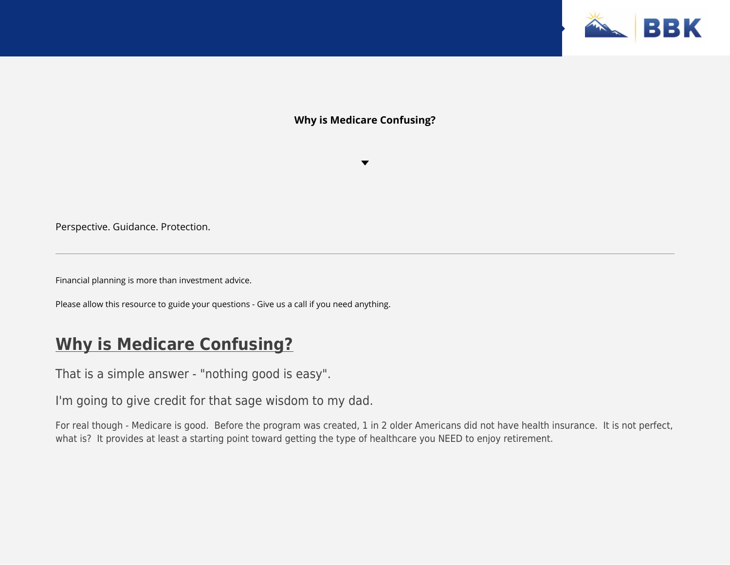**Why is Medicare Confusing?**

Perspective. Guidance. Protection.

---

Financial planning is more than investment advice.

Please allow this resource to guide your questions - Give us a call if you need anything.

## Why is Medicare Confusing?

That is a simple answer - "nothing good is easy".

I'm going to give credit for that sage wisdom to my dad.

For real though - Medicare is good. Before the program was created, 1 in 2 older Americans did not have health insurance. It is not perfect, what is? It provides at least a starting point toward getting the type of healthcare you NEED to enjoy retirement.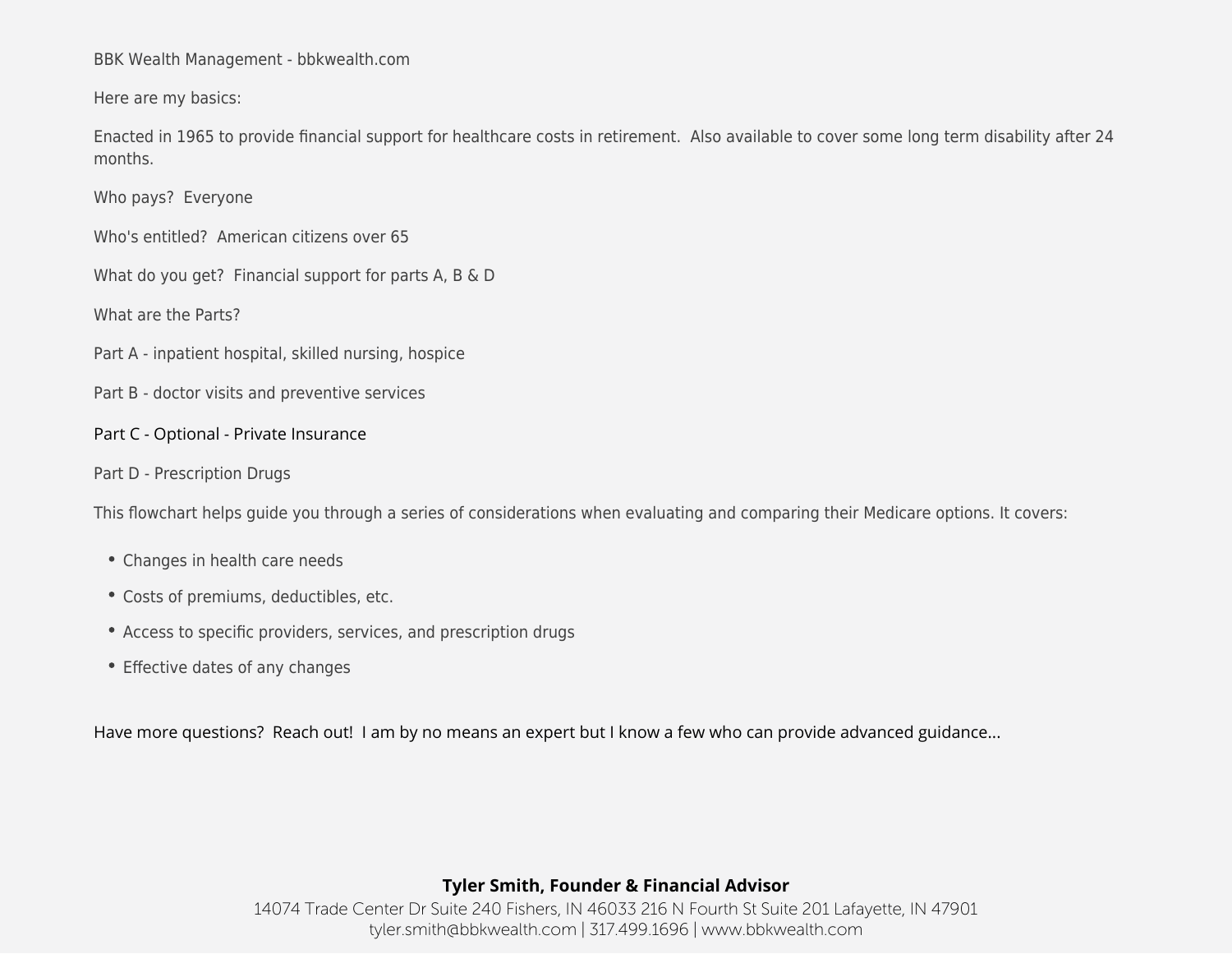BBK Wealth Management - bbkwealth.com

Here are my basics:

Enacted in 1965 to provide financial support for healthcare costs in retirement.  Also available to cover some long term disability after 24 months.

Who pays?  Everyone

Who's entitled?  American citizens over 65

What do you get?  Financial support for parts A, B & D

What are the Parts?

Part A - inpatient hospital, skilled nursing, hospice

Part B - doctor visits and preventive services

Part C - Optional - Private Insurance

Part D - Prescription Drugs

This flowchart helps guide you through a series of considerations when evaluating and comparing their Medicare options. It covers:

- Changes in health care needs
- Costs of premiums, deductibles, etc.
- Access to specific providers, services, and prescription drugs
- Effective dates of any changes

Have more questions?  Reach out!  I am by no means an expert but I know a few who can provide advanced guidance...

**Tyler Smith, Founder & Financial Advisor**
14074 Trade Center Dr Suite 240 Fishers, IN 46033 216 N Fourth St Suite 201 Lafayette, IN 47901
tyler.smith@bbkwealth.com | 317.499.1696 | www.bbkwealth.com